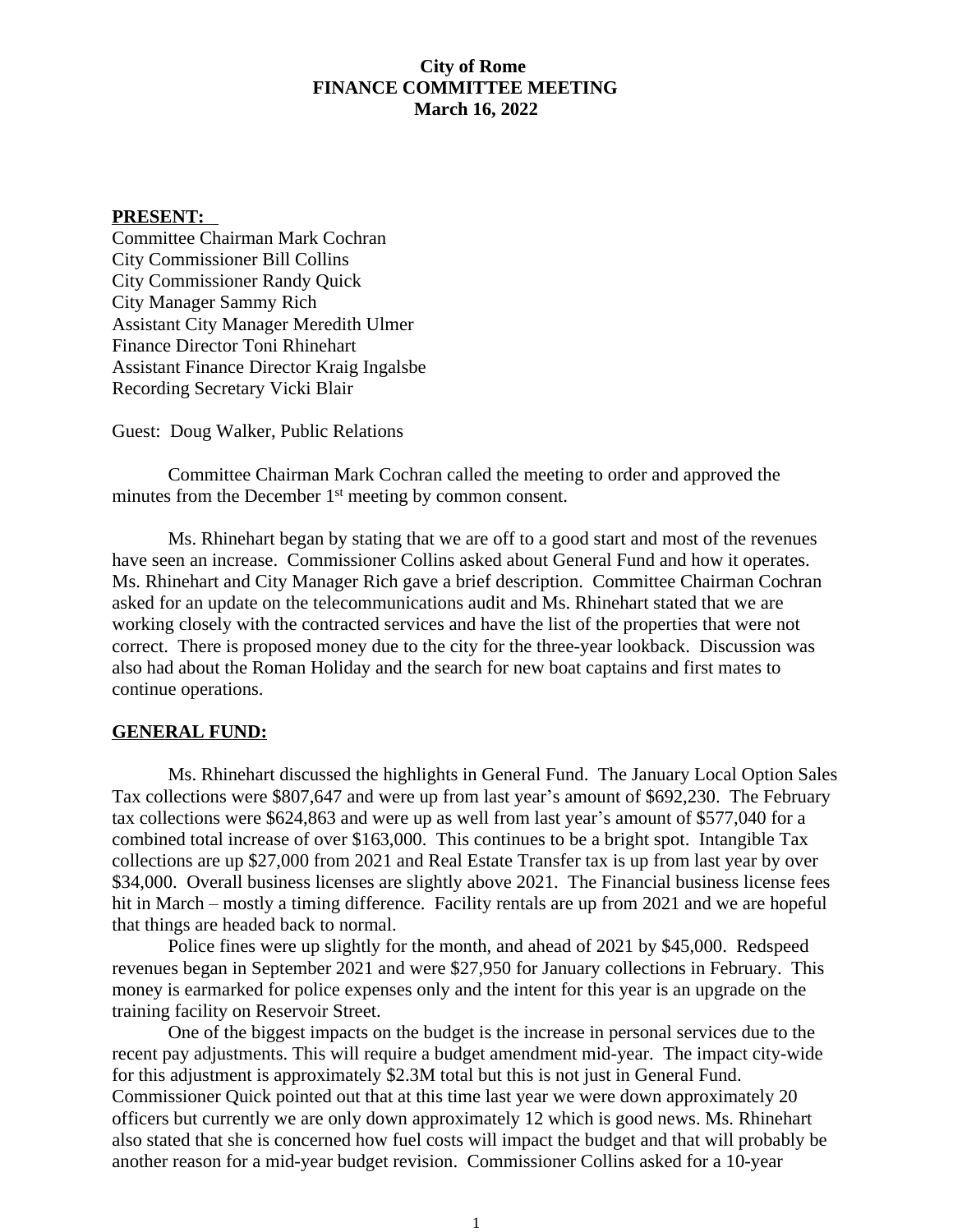**City of Rome**
**FINANCE COMMITTEE MEETING**
**March 16, 2022**

**PRESENT:**

Committee Chairman Mark Cochran
City Commissioner Bill Collins
City Commissioner Randy Quick
City Manager Sammy Rich
Assistant City Manager Meredith Ulmer
Finance Director Toni Rhinehart
Assistant Finance Director Kraig Ingalsbe
Recording Secretary Vicki Blair

Guest: Doug Walker, Public Relations

Committee Chairman Mark Cochran called the meeting to order and approved the minutes from the December 1st meeting by common consent.

Ms. Rhinehart began by stating that we are off to a good start and most of the revenues have seen an increase. Commissioner Collins asked about General Fund and how it operates. Ms. Rhinehart and City Manager Rich gave a brief description. Committee Chairman Cochran asked for an update on the telecommunications audit and Ms. Rhinehart stated that we are working closely with the contracted services and have the list of the properties that were not correct. There is proposed money due to the city for the three-year lookback. Discussion was also had about the Roman Holiday and the search for new boat captains and first mates to continue operations.

**GENERAL FUND:**

Ms. Rhinehart discussed the highlights in General Fund. The January Local Option Sales Tax collections were $807,647 and were up from last year's amount of $692,230. The February tax collections were $624,863 and were up as well from last year's amount of $577,040 for a combined total increase of over $163,000. This continues to be a bright spot. Intangible Tax collections are up $27,000 from 2021 and Real Estate Transfer tax is up from last year by over $34,000. Overall business licenses are slightly above 2021. The Financial business license fees hit in March – mostly a timing difference. Facility rentals are up from 2021 and we are hopeful that things are headed back to normal.

Police fines were up slightly for the month, and ahead of 2021 by $45,000. Redspeed revenues began in September 2021 and were $27,950 for January collections in February. This money is earmarked for police expenses only and the intent for this year is an upgrade on the training facility on Reservoir Street.

One of the biggest impacts on the budget is the increase in personal services due to the recent pay adjustments. This will require a budget amendment mid-year. The impact city-wide for this adjustment is approximately $2.3M total but this is not just in General Fund. Commissioner Quick pointed out that at this time last year we were down approximately 20 officers but currently we are only down approximately 12 which is good news. Ms. Rhinehart also stated that she is concerned how fuel costs will impact the budget and that will probably be another reason for a mid-year budget revision. Commissioner Collins asked for a 10-year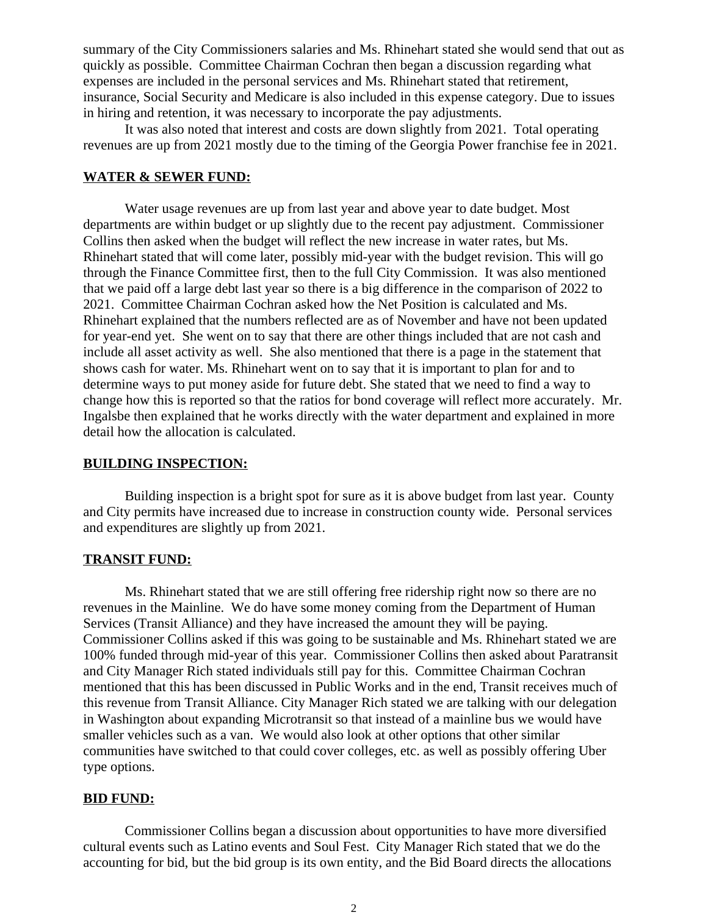summary of the City Commissioners salaries and Ms. Rhinehart stated she would send that out as quickly as possible. Committee Chairman Cochran then began a discussion regarding what expenses are included in the personal services and Ms. Rhinehart stated that retirement, insurance, Social Security and Medicare is also included in this expense category. Due to issues in hiring and retention, it was necessary to incorporate the pay adjustments.

It was also noted that interest and costs are down slightly from 2021. Total operating revenues are up from 2021 mostly due to the timing of the Georgia Power franchise fee in 2021.

**WATER & SEWER FUND:**

Water usage revenues are up from last year and above year to date budget. Most departments are within budget or up slightly due to the recent pay adjustment. Commissioner Collins then asked when the budget will reflect the new increase in water rates, but Ms. Rhinehart stated that will come later, possibly mid-year with the budget revision. This will go through the Finance Committee first, then to the full City Commission. It was also mentioned that we paid off a large debt last year so there is a big difference in the comparison of 2022 to 2021. Committee Chairman Cochran asked how the Net Position is calculated and Ms. Rhinehart explained that the numbers reflected are as of November and have not been updated for year-end yet. She went on to say that there are other things included that are not cash and include all asset activity as well. She also mentioned that there is a page in the statement that shows cash for water. Ms. Rhinehart went on to say that it is important to plan for and to determine ways to put money aside for future debt. She stated that we need to find a way to change how this is reported so that the ratios for bond coverage will reflect more accurately. Mr. Ingalsbe then explained that he works directly with the water department and explained in more detail how the allocation is calculated.

**BUILDING INSPECTION:**

Building inspection is a bright spot for sure as it is above budget from last year. County and City permits have increased due to increase in construction county wide. Personal services and expenditures are slightly up from 2021.

**TRANSIT FUND:**

Ms. Rhinehart stated that we are still offering free ridership right now so there are no revenues in the Mainline. We do have some money coming from the Department of Human Services (Transit Alliance) and they have increased the amount they will be paying. Commissioner Collins asked if this was going to be sustainable and Ms. Rhinehart stated we are 100% funded through mid-year of this year. Commissioner Collins then asked about Paratransit and City Manager Rich stated individuals still pay for this. Committee Chairman Cochran mentioned that this has been discussed in Public Works and in the end, Transit receives much of this revenue from Transit Alliance. City Manager Rich stated we are talking with our delegation in Washington about expanding Microtransit so that instead of a mainline bus we would have smaller vehicles such as a van. We would also look at other options that other similar communities have switched to that could cover colleges, etc. as well as possibly offering Uber type options.

**BID FUND:**

Commissioner Collins began a discussion about opportunities to have more diversified cultural events such as Latino events and Soul Fest. City Manager Rich stated that we do the accounting for bid, but the bid group is its own entity, and the Bid Board directs the allocations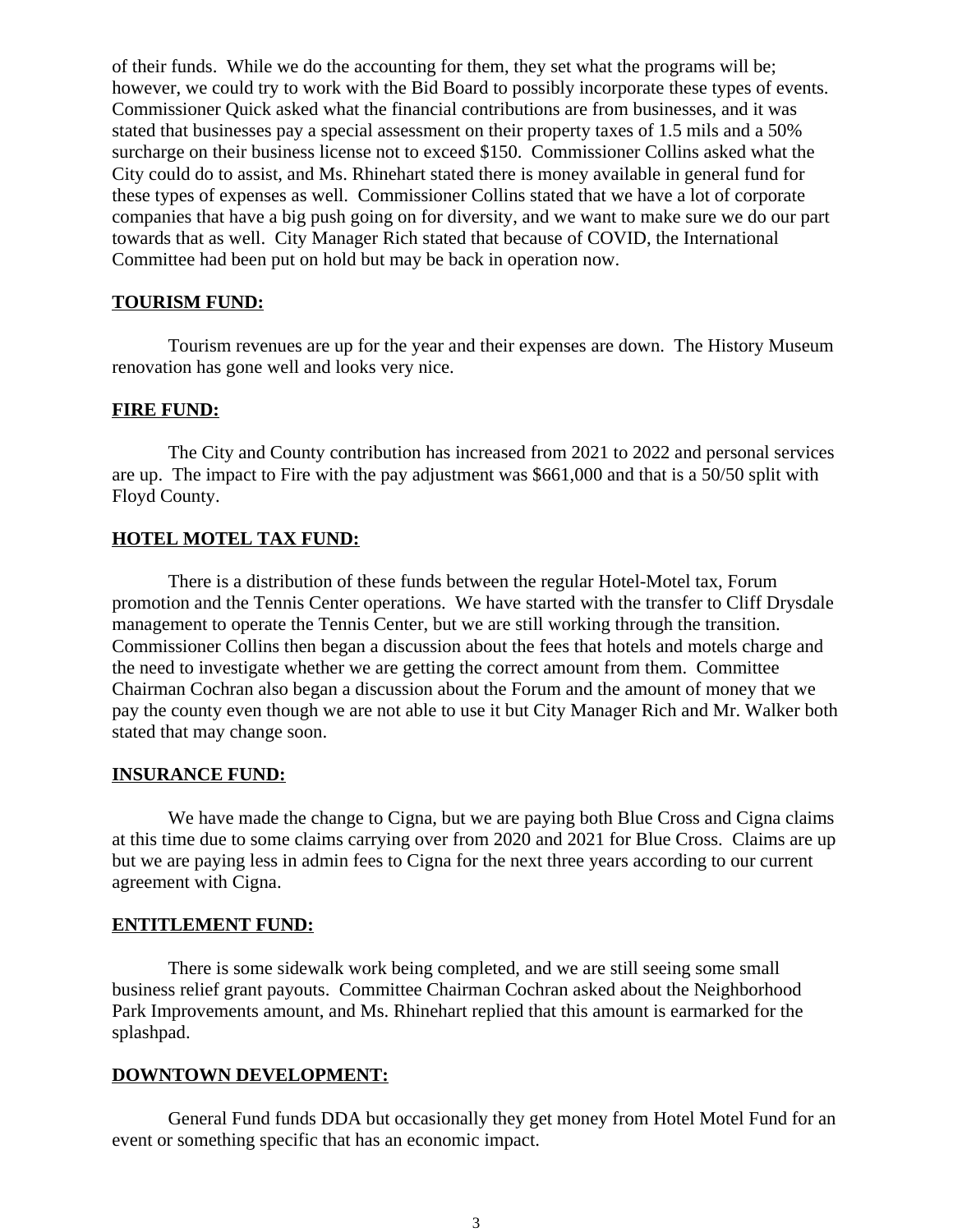of their funds. While we do the accounting for them, they set what the programs will be; however, we could try to work with the Bid Board to possibly incorporate these types of events. Commissioner Quick asked what the financial contributions are from businesses, and it was stated that businesses pay a special assessment on their property taxes of 1.5 mils and a 50% surcharge on their business license not to exceed $150. Commissioner Collins asked what the City could do to assist, and Ms. Rhinehart stated there is money available in general fund for these types of expenses as well. Commissioner Collins stated that we have a lot of corporate companies that have a big push going on for diversity, and we want to make sure we do our part towards that as well. City Manager Rich stated that because of COVID, the International Committee had been put on hold but may be back in operation now.

**TOURISM FUND:**

Tourism revenues are up for the year and their expenses are down. The History Museum renovation has gone well and looks very nice.

**FIRE FUND:**

The City and County contribution has increased from 2021 to 2022 and personal services are up. The impact to Fire with the pay adjustment was $661,000 and that is a 50/50 split with Floyd County.

**HOTEL MOTEL TAX FUND:**

There is a distribution of these funds between the regular Hotel-Motel tax, Forum promotion and the Tennis Center operations. We have started with the transfer to Cliff Drysdale management to operate the Tennis Center, but we are still working through the transition. Commissioner Collins then began a discussion about the fees that hotels and motels charge and the need to investigate whether we are getting the correct amount from them. Committee Chairman Cochran also began a discussion about the Forum and the amount of money that we pay the county even though we are not able to use it but City Manager Rich and Mr. Walker both stated that may change soon.

**INSURANCE FUND:**

We have made the change to Cigna, but we are paying both Blue Cross and Cigna claims at this time due to some claims carrying over from 2020 and 2021 for Blue Cross. Claims are up but we are paying less in admin fees to Cigna for the next three years according to our current agreement with Cigna.

**ENTITLEMENT FUND:**

There is some sidewalk work being completed, and we are still seeing some small business relief grant payouts. Committee Chairman Cochran asked about the Neighborhood Park Improvements amount, and Ms. Rhinehart replied that this amount is earmarked for the splashpad.

**DOWNTOWN DEVELOPMENT:**

General Fund funds DDA but occasionally they get money from Hotel Motel Fund for an event or something specific that has an economic impact.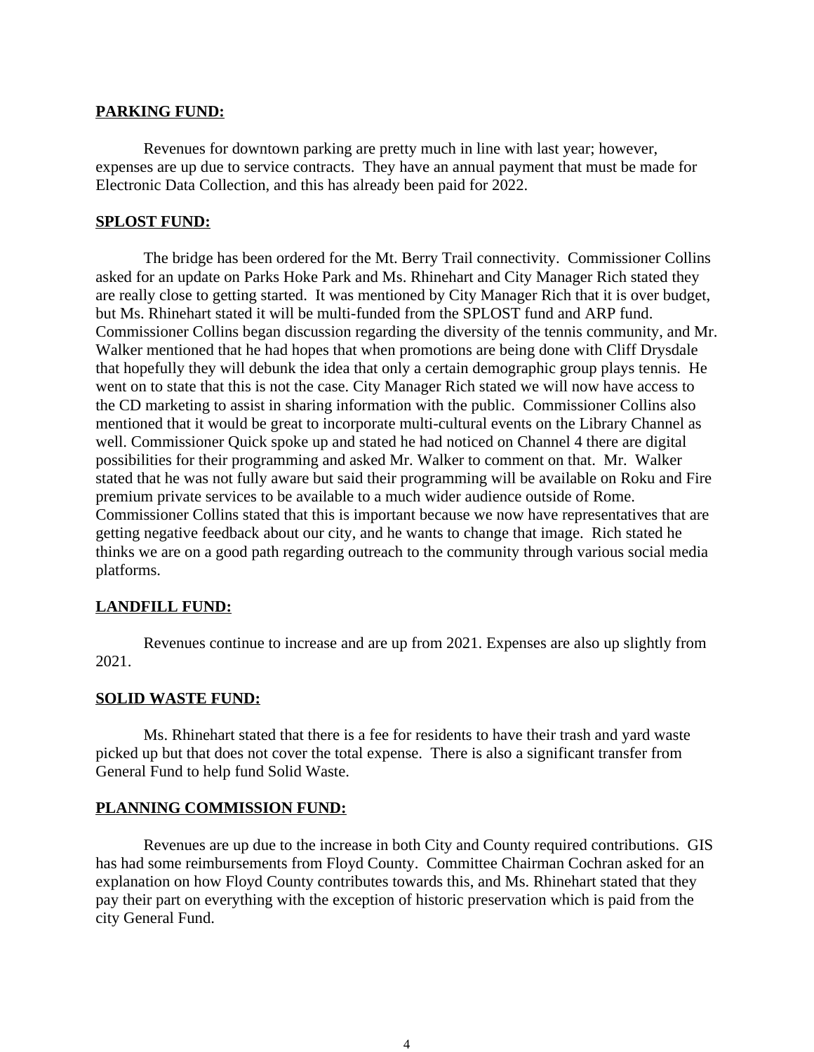**PARKING FUND:**

Revenues for downtown parking are pretty much in line with last year; however, expenses are up due to service contracts. They have an annual payment that must be made for Electronic Data Collection, and this has already been paid for 2022.

**SPLOST FUND:**

The bridge has been ordered for the Mt. Berry Trail connectivity. Commissioner Collins asked for an update on Parks Hoke Park and Ms. Rhinehart and City Manager Rich stated they are really close to getting started. It was mentioned by City Manager Rich that it is over budget, but Ms. Rhinehart stated it will be multi-funded from the SPLOST fund and ARP fund. Commissioner Collins began discussion regarding the diversity of the tennis community, and Mr. Walker mentioned that he had hopes that when promotions are being done with Cliff Drysdale that hopefully they will debunk the idea that only a certain demographic group plays tennis. He went on to state that this is not the case. City Manager Rich stated we will now have access to the CD marketing to assist in sharing information with the public. Commissioner Collins also mentioned that it would be great to incorporate multi-cultural events on the Library Channel as well. Commissioner Quick spoke up and stated he had noticed on Channel 4 there are digital possibilities for their programming and asked Mr. Walker to comment on that. Mr. Walker stated that he was not fully aware but said their programming will be available on Roku and Fire premium private services to be available to a much wider audience outside of Rome. Commissioner Collins stated that this is important because we now have representatives that are getting negative feedback about our city, and he wants to change that image. Rich stated he thinks we are on a good path regarding outreach to the community through various social media platforms.

**LANDFILL FUND:**

Revenues continue to increase and are up from 2021. Expenses are also up slightly from 2021.

**SOLID WASTE FUND:**

Ms. Rhinehart stated that there is a fee for residents to have their trash and yard waste picked up but that does not cover the total expense. There is also a significant transfer from General Fund to help fund Solid Waste.

**PLANNING COMMISSION FUND:**

Revenues are up due to the increase in both City and County required contributions. GIS has had some reimbursements from Floyd County. Committee Chairman Cochran asked for an explanation on how Floyd County contributes towards this, and Ms. Rhinehart stated that they pay their part on everything with the exception of historic preservation which is paid from the city General Fund.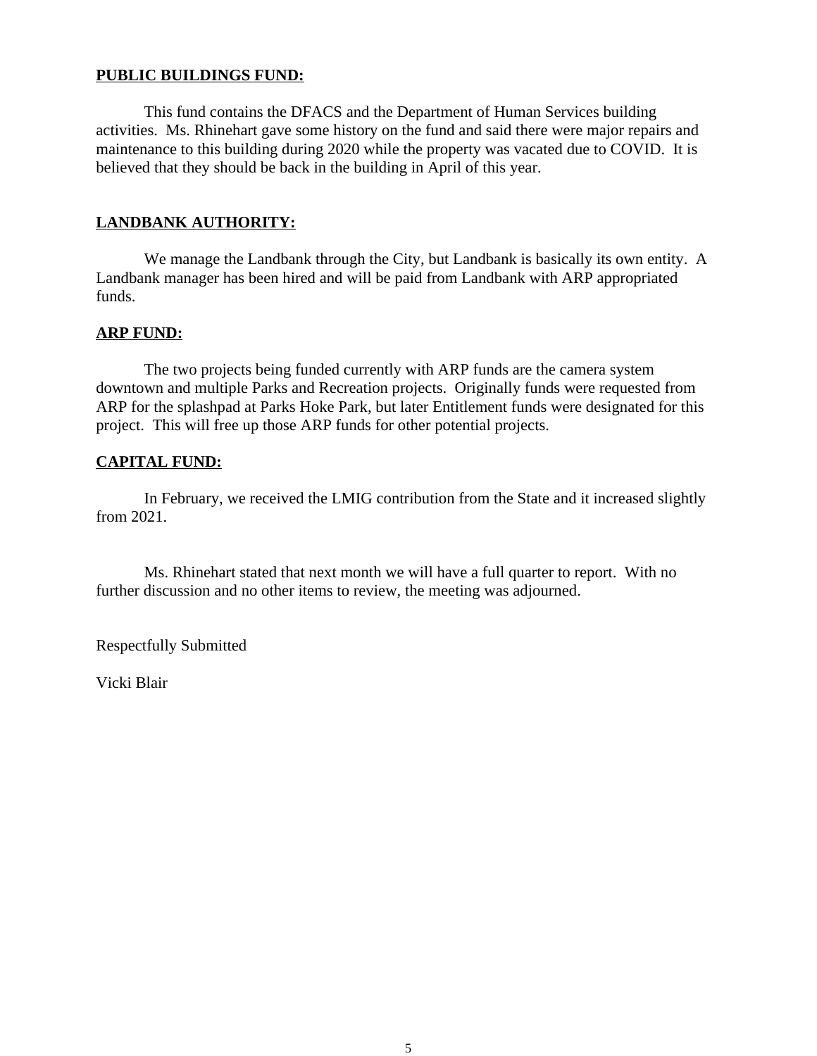**PUBLIC BUILDINGS FUND:**

This fund contains the DFACS and the Department of Human Services building activities. Ms. Rhinehart gave some history on the fund and said there were major repairs and maintenance to this building during 2020 while the property was vacated due to COVID. It is believed that they should be back in the building in April of this year.

**LANDBANK AUTHORITY:**

We manage the Landbank through the City, but Landbank is basically its own entity. A Landbank manager has been hired and will be paid from Landbank with ARP appropriated funds.

**ARP FUND:**

The two projects being funded currently with ARP funds are the camera system downtown and multiple Parks and Recreation projects. Originally funds were requested from ARP for the splashpad at Parks Hoke Park, but later Entitlement funds were designated for this project. This will free up those ARP funds for other potential projects.

**CAPITAL FUND:**

In February, we received the LMIG contribution from the State and it increased slightly from 2021.

Ms. Rhinehart stated that next month we will have a full quarter to report. With no further discussion and no other items to review, the meeting was adjourned.

Respectfully Submitted

Vicki Blair